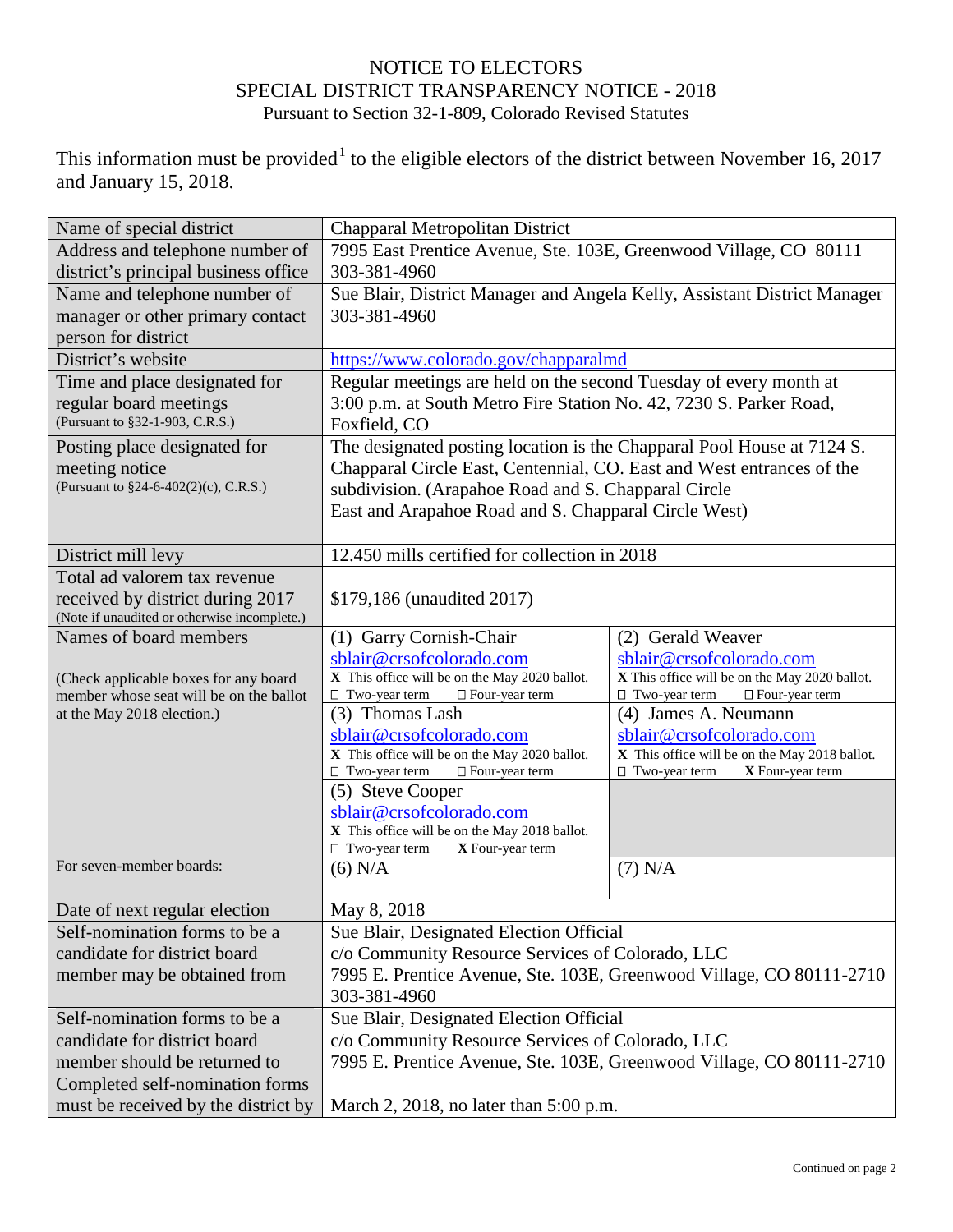# NOTICE TO ELECTORS
## SPECIAL DISTRICT TRANSPARENCY NOTICE - 2018
Pursuant to Section 32-1-809, Colorado Revised Statutes

This information must be provided[1] to the eligible electors of the district between November 16, 2017 and January 15, 2018.

| | | |
|---|---|---|
| Name of special district | Chapparal Metropolitan District | |
| Address and telephone number of district's principal business office | 7995 East Prentice Avenue, Ste. 103E, Greenwood Village, CO 80111<br>303-381-4960 | |
| Name and telephone number of manager or other primary contact person for district | Sue Blair, District Manager and Angela Kelly, Assistant District Manager<br>303-381-4960 | |
| District's website | https://www.colorado.gov/chapparalmd | |
| Time and place designated for regular board meetings (Pursuant to §32-1-903, C.R.S.) | Regular meetings are held on the second Tuesday of every month at 3:00 p.m. at South Metro Fire Station No. 42, 7230 S. Parker Road, Foxfield, CO | |
| Posting place designated for meeting notice (Pursuant to §24-6-402(2)(c), C.R.S.) | The designated posting location is the Chapparal Pool House at 7124 S. Chapparal Circle East, Centennial, CO. East and West entrances of the subdivision. (Arapahoe Road and S. Chapparal Circle East and Arapahoe Road and S. Chapparal Circle West) | |
| District mill levy | 12.450 mills certified for collection in 2018 | |
| Total ad valorem tax revenue received by district during 2017 (Note if unaudited or otherwise incomplete.) | $179,186 (unaudited 2017) | |
| Names of board members<br><br>(Check applicable boxes for any board member whose seat will be on the ballot at the May 2018 election.) | (1) Garry Cornish-Chair<br>sblair@crsofcolorado.com<br>X This office will be on the May 2020 ballot.<br>☐ Two-year term ☐ Four-year term | (2) Gerald Weaver<br>sblair@crsofcolorado.com<br>X This office will be on the May 2020 ballot.<br>☐ Two-year term ☐ Four-year term |
| | (3) Thomas Lash<br>sblair@crsofcolorado.com<br>X This office will be on the May 2020 ballot.<br>☐ Two-year term ☐ Four-year term | (4) James A. Neumann<br>sblair@crsofcolorado.com<br>X This office will be on the May 2018 ballot.<br>☐ Two-year term X Four-year term |
| | (5) Steve Cooper<br>sblair@crsofcolorado.com<br>X This office will be on the May 2018 ballot.<br>☐ Two-year term X Four-year term | |
| For seven-member boards: | (6) N/A | (7) N/A |
| Date of next regular election | May 8, 2018 | |
| Self-nomination forms to be a candidate for district board member may be obtained from | Sue Blair, Designated Election Official<br>c/o Community Resource Services of Colorado, LLC<br>7995 E. Prentice Avenue, Ste. 103E, Greenwood Village, CO 80111-2710<br>303-381-4960 | |
| Self-nomination forms to be a candidate for district board member should be returned to | Sue Blair, Designated Election Official<br>c/o Community Resource Services of Colorado, LLC<br>7995 E. Prentice Avenue, Ste. 103E, Greenwood Village, CO 80111-2710 | |
| Completed self-nomination forms must be received by the district by | March 2, 2018, no later than 5:00 p.m. | |

Continued on page 2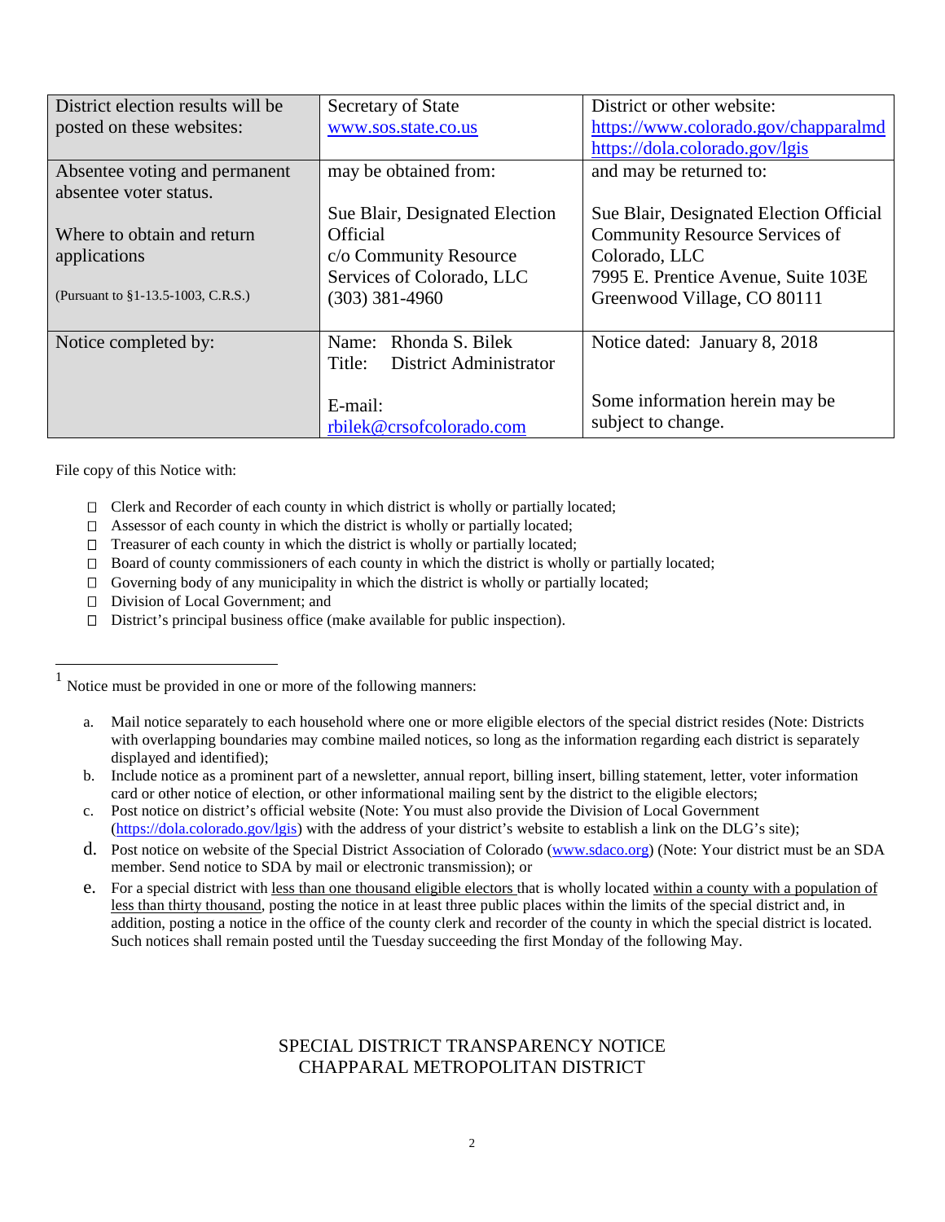| | | |
|---|---|---|
| District election results will be posted on these websites: | Secretary of State www.sos.state.co.us | District or other website: https://www.colorado.gov/chapparalmd https://dola.colorado.gov/lgis |
| Absentee voting and permanent absentee voter status.<br><br>Where to obtain and return applications<br><br>(Pursuant to §1-13.5-1003, C.R.S.) | may be obtained from:<br><br>Sue Blair, Designated Election Official c/o Community Resource Services of Colorado, LLC (303) 381-4960 | and may be returned to:<br><br>Sue Blair, Designated Election Official Community Resource Services of Colorado, LLC 7995 E. Prentice Avenue, Suite 103E Greenwood Village, CO 80111 |
| Notice completed by: | Name: Rhonda S. Bilek<br>Title: District Administrator<br><br>E-mail: rbilek@crsofcolorado.com | Notice dated: January 8, 2018<br><br>Some information herein may be subject to change. |

File copy of this Notice with:

- ☐ Clerk and Recorder of each county in which district is wholly or partially located;
- ☐ Assessor of each county in which the district is wholly or partially located;
- ☐ Treasurer of each county in which the district is wholly or partially located;
- ☐ Board of county commissioners of each county in which the district is wholly or partially located;
- ☐ Governing body of any municipality in which the district is wholly or partially located;
- ☐ Division of Local Government; and
- ☐ District's principal business office (make available for public inspection).

---

[1] Notice must be provided in one or more of the following manners:

a. Mail notice separately to each household where one or more eligible electors of the special district resides (Note: Districts with overlapping boundaries may combine mailed notices, so long as the information regarding each district is separately displayed and identified);

b. Include notice as a prominent part of a newsletter, annual report, billing insert, billing statement, letter, voter information card or other notice of election, or other informational mailing sent by the district to the eligible electors;

c. Post notice on district's official website (Note: You must also provide the Division of Local Government (https://dola.colorado.gov/lgis) with the address of your district's website to establish a link on the DLG's site);

d. Post notice on website of the Special District Association of Colorado (www.sdaco.org) (Note: Your district must be an SDA member. Send notice to SDA by mail or electronic transmission); or

e. For a special district with less than one thousand eligible electors that is wholly located within a county with a population of less than thirty thousand, posting the notice in at least three public places within the limits of the special district and, in addition, posting a notice in the office of the county clerk and recorder of the county in which the special district is located. Such notices shall remain posted until the Tuesday succeeding the first Monday of the following May.

SPECIAL DISTRICT TRANSPARENCY NOTICE
CHAPPARAL METROPOLITAN DISTRICT